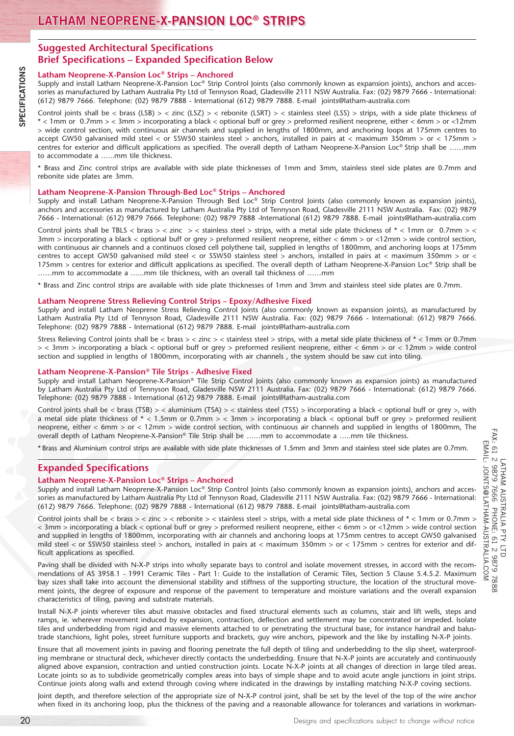# LATHAM NEOPRENE-X-PANSION LOC® STRIPS

## Suggested Architectural Specifications
## Brief Specifications – Expanded Specification Below

### Latham Neoprene-X-Pansion Loc® Strips – Anchored

Supply and install Latham Neoprene-X-Pansion Loc® Strip Control Joints (also commonly known as expansion joints), anchors and accessories as manufactured by Latham Australia Pty Ltd of Tennyson Road, Gladesville 2111 NSW Australia. Fax: (02) 9879 7666 - International: (612) 9879 7666. Telephone: (02) 9879 7888 - International (612) 9879 7888. E-mail joints@latham-australia.com

Control joints shall be < brass (LSB) > < zinc (LSZ) > < rebonite (LSRT) > < stainless steel (LSS) > strips, with a side plate thickness of * < 1mm or 0.7mm > < 3mm > incorporating a black < optional buff or grey > preformed resilient neoprene, either < 6mm > or <12mm > wide control section, with continuous air channels and supplied in lengths of 1800mm, and anchoring loops at 175mm centres to accept GW50 galvanised mild steel < or SSW50 stainless steel > anchors, installed in pairs at < maximum 350mm > or < 175mm > centres for exterior and difficult applications as specified. The overall depth of Latham Neoprene-X-Pansion Loc® Strip shall be ……mm to accommodate a …...mm tile thickness.

* Brass and Zinc control strips are available with side plate thicknesses of 1mm and 3mm, stainless steel side plates are 0.7mm and rebonite side plates are 3mm.

### Latham Neoprene-X-Pansion Through-Bed Loc® Strips – Anchored

Supply and install Latham Neoprene-X-Pansion Through Bed Loc® Strip Control Joints (also commonly known as expansion joints), anchors and accessories as manufactured by Latham Australia Pty Ltd of Tennyson Road, Gladesville 2111 NSW Australia. Fax: (02) 9879 7666 - International: (612) 9879 7666. Telephone: (02) 9879 7888 -International (612) 9879 7888. E-mail joints@latham-australia.com

Control joints shall be TBLS < brass > < zinc > < stainless steel > strips, with a metal side plate thickness of * < 1mm or 0.7mm > < 3mm > incorporating a black < optional buff or grey > preformed resilient neoprene, either < 6mm > or <12mm > wide control section, with continuous air channels and a continuos closed cell polythene tail, supplied in lengths of 1800mm, and anchoring loops at 175mm centres to accept GW50 galvanised mild steel < or SSW50 stainless steel > anchors, installed in pairs at < maximum 350mm > or < 175mm > centres for exterior and difficult applications as specified. The overall depth of Latham Neoprene-X-Pansion Loc® Strip shall be ……mm to accommodate a …...mm tile thickness, with an overall tail thickness of ……mm

* Brass and Zinc control strips are available with side plate thicknesses of 1mm and 3mm and stainless steel side plates are 0.7mm.

### Latham Neoprene Stress Relieving Control Strips – Epoxy/Adhesive Fixed

Supply and install Latham Neoprene Stress Relieving Control Joints (also commonly known as expansion joints), as manufactured by Latham Australia Pty Ltd of Tennyson Road, Gladesville 2111 NSW Australia. Fax: (02) 9879 7666 - International: (612) 9879 7666. Telephone: (02) 9879 7888 - International (612) 9879 7888. E-mail joints@latham-australia.com

Stress Relieving Control joints shall be < brass > < zinc > < stainless steel > strips, with a metal side plate thickness of * < 1mm or 0.7mm > < 3mm > incorporating a black < optional buff or grey > preformed resilient neoprene, either < 6mm > or < 12mm > wide control section and supplied in lengths of 1800mm, incorporating with air channels , the system should be saw cut into tiling.

### Latham Neoprene-X-Pansion® Tile Strips - Adhesive Fixed

Supply and install Latham Neoprene-X-Pansion® Tile Strip Control Joints (also commonly known as expansion joints) as manufactured by Latham Australia Pty Ltd of Tennyson Road, Gladesville 2111 NSW Australia. Fax: (02) 9879 7666 - International: (612) 9879 7666. Telephone: (02) 9879 7888 - International (612) 9879 7888. E-mail joints@latham-australia.com

Control joints shall be < brass (TSB) > < aluminium (TSA) > < stainless steel (TSS) > incorporating a black < optional buff or grey >, with a metal side plate thickness of * < 1.5mm or 0.7mm > < 3mm > incorporating a black < optional buff or grey > preformed resilient neoprene, either < 6mm > or < 12mm > wide control section, with continuous air channels and supplied in lengths of 1800mm, The overall depth of Latham Neoprene-X-Pansion® Tile Strip shall be ……mm to accommodate a …..mm tile thickness.

* Brass and Aluminium control strips are available with side plate thicknesses of 1.5mm and 3mm and stainless steel side plates are 0.7mm.

## Expanded Specifications

### Latham Neoprene-X-Pansion Loc® Strips – Anchored

Supply and install Latham Neoprene-X-Pansion Loc® Strip Control Joints (also commonly known as expansion joints), anchors and accessories as manufactured by Latham Australia Pty Ltd of Tennyson Road, Gladesville 2111 NSW Australia. Fax: (02) 9879 7666 - International: (612) 9879 7666. Telephone: (02) 9879 7888 - International (612) 9879 7888. E-mail joints@latham-australia.com

Control joints shall be < brass > < zinc > < rebonite > < stainless steel > strips, with a metal side plate thickness of * < 1mm or 0.7mm > < 3mm > incorporating a black < optional buff or grey > preformed resilient neoprene, either < 6mm > or <12mm > wide control section and supplied in lengths of 1800mm, incorporating with air channels and anchoring loops at 175mm centres to accept GW50 galvanised mild steel < or SSW50 stainless steel > anchors, installed in pairs at < maximum 350mm > or < 175mm > centres for exterior and difficult applications as specified.

Paving shall be divided with N-X-P strips into wholly separate bays to control and isolate movement stresses, in accord with the recommendations of AS 3958.1 - 1991 Ceramic Tiles - Part 1: Guide to the installation of Ceramic Tiles, Section 5 Clause 5.4.5.2. Maximum bay sizes shall take into account the dimensional stability and stiffness of the supporting structure, the location of the structural movement joints, the degree of exposure and response of the pavement to temperature and moisture variations and the overall expansion characteristics of tiling, paving and substrate materials.

Install N-X-P joints wherever tiles abut massive obstacles and fixed structural elements such as columns, stair and lift wells, steps and ramps, ie. wherever movement induced by expansion, contraction, deflection and settlement may be concentrated or impeded. Isolate tiles and underbedding from rigid and massive elements attached to or penetrating the structural base, for instance handrail and balustrade stanchions, light poles, street furniture supports and brackets, guy wire anchors, pipework and the like by installing N-X-P joints.

Ensure that all movement joints in paving and flooring penetrate the full depth of tiling and underbedding to the slip sheet, waterproofing membrane or structural deck, whichever directly contacts the underbedding. Ensure that N-X-P joints are accurately and continuously aligned above expansion, contraction and untied construction joints. Locate N-X-P joints at all changes of direction in large tiled areas. Locate joints so as to subdivide geometrically complex areas into bays of simple shape and to avoid acute angle junctions in joint strips. Continue joints along walls and extend through coving where indicated in the drawings by installing matching N-X-P coving sections.

Joint depth, and therefore selection of the appropriate size of N-X-P control joint, shall be set by the level of the top of the wire anchor when fixed in its anchoring loop, plus the thickness of the paving and a reasonable allowance for tolerances and variations in workman-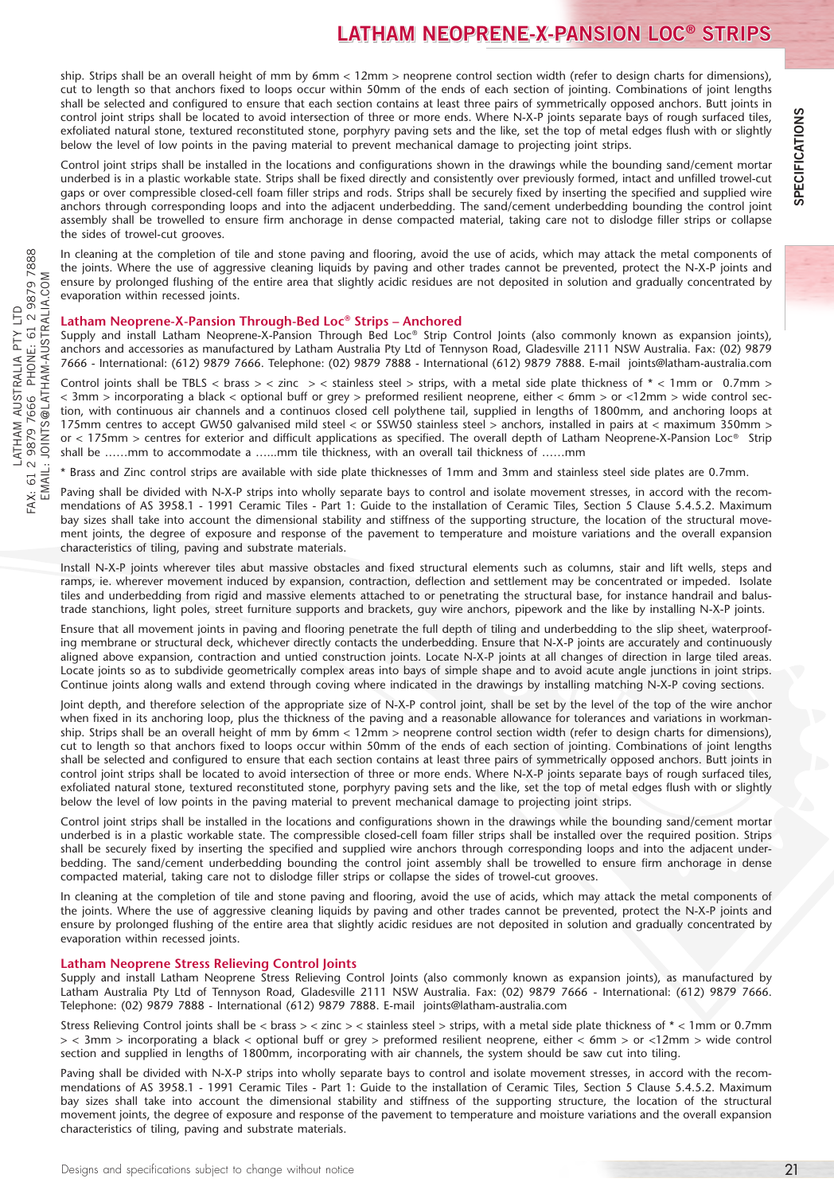ship. Strips shall be an overall height of mm by 6mm < 12mm > neoprene control section width (refer to design charts for dimensions), cut to length so that anchors fixed to loops occur within 50mm of the ends of each section of jointing. Combinations of joint lengths shall be selected and configured to ensure that each section contains at least three pairs of symmetrically opposed anchors. Butt joints in control joint strips shall be located to avoid intersection of three or more ends. Where N-X-P joints separate bays of rough surfaced tiles, exfoliated natural stone, textured reconstituted stone, porphyry paving sets and the like, set the top of metal edges flush with or slightly below the level of low points in the paving material to prevent mechanical damage to projecting joint strips.

Control joint strips shall be installed in the locations and configurations shown in the drawings while the bounding sand/cement mortar underbed is in a plastic workable state. Strips shall be fixed directly and consistently over previously formed, intact and unfilled trowel-cut gaps or over compressible closed-cell foam filler strips and rods. Strips shall be securely fixed by inserting the specified and supplied wire anchors through corresponding loops and into the adjacent underbedding. The sand/cement underbedding bounding the control joint assembly shall be trowelled to ensure firm anchorage in dense compacted material, taking care not to dislodge filler strips or collapse the sides of trowel-cut grooves.

In cleaning at the completion of tile and stone paving and flooring, avoid the use of acids, which may attack the metal components of the joints. Where the use of aggressive cleaning liquids by paving and other trades cannot be prevented, protect the N-X-P joints and ensure by prolonged flushing of the entire area that slightly acidic residues are not deposited in solution and gradually concentrated by evaporation within recessed joints.

## Latham Neoprene-X-Pansion Through-Bed Loc® Strips – Anchored

Supply and install Latham Neoprene-X-Pansion Through Bed Loc® Strip Control Joints (also commonly known as expansion joints), anchors and accessories as manufactured by Latham Australia Pty Ltd of Tennyson Road, Gladesville 2111 NSW Australia. Fax: (02) 9879 7666 - International: (612) 9879 7666. Telephone: (02) 9879 7888 - International (612) 9879 7888. E-mail joints@latham-australia.com

Control joints shall be TBLS < brass > < zinc > < stainless steel > strips, with a metal side plate thickness of * < 1mm or 0.7mm > < 3mm > incorporating a black < optional buff or grey > preformed resilient neoprene, either < 6mm > or <12mm > wide control section, with continuous air channels and a continuos closed cell polythene tail, supplied in lengths of 1800mm, and anchoring loops at 175mm centres to accept GW50 galvanised mild steel < or SSW50 stainless steel > anchors, installed in pairs at < maximum 350mm > or < 175mm > centres for exterior and difficult applications as specified. The overall depth of Latham Neoprene-X-Pansion Loc® Strip shall be ……mm to accommodate a …...mm tile thickness, with an overall tail thickness of ……mm

* Brass and Zinc control strips are available with side plate thicknesses of 1mm and 3mm and stainless steel side plates are 0.7mm.

Paving shall be divided with N-X-P strips into wholly separate bays to control and isolate movement stresses, in accord with the recommendations of AS 3958.1 - 1991 Ceramic Tiles - Part 1: Guide to the installation of Ceramic Tiles, Section 5 Clause 5.4.5.2. Maximum bay sizes shall take into account the dimensional stability and stiffness of the supporting structure, the location of the structural movement joints, the degree of exposure and response of the pavement to temperature and moisture variations and the overall expansion characteristics of tiling, paving and substrate materials.

Install N-X-P joints wherever tiles abut massive obstacles and fixed structural elements such as columns, stair and lift wells, steps and ramps, ie. wherever movement induced by expansion, contraction, deflection and settlement may be concentrated or impeded. Isolate tiles and underbedding from rigid and massive elements attached to or penetrating the structural base, for instance handrail and balustrade stanchions, light poles, street furniture supports and brackets, guy wire anchors, pipework and the like by installing N-X-P joints.

Ensure that all movement joints in paving and flooring penetrate the full depth of tiling and underbedding to the slip sheet, waterproofing membrane or structural deck, whichever directly contacts the underbedding. Ensure that N-X-P joints are accurately and continuously aligned above expansion, contraction and untied construction joints. Locate N-X-P joints at all changes of direction in large tiled areas. Locate joints so as to subdivide geometrically complex areas into bays of simple shape and to avoid acute angle junctions in joint strips. Continue joints along walls and extend through coving where indicated in the drawings by installing matching N-X-P coving sections.

Joint depth, and therefore selection of the appropriate size of N-X-P control joint, shall be set by the level of the top of the wire anchor when fixed in its anchoring loop, plus the thickness of the paving and a reasonable allowance for tolerances and variations in workmanship. Strips shall be an overall height of mm by 6mm < 12mm > neoprene control section width (refer to design charts for dimensions), cut to length so that anchors fixed to loops occur within 50mm of the ends of each section of jointing. Combinations of joint lengths shall be selected and configured to ensure that each section contains at least three pairs of symmetrically opposed anchors. Butt joints in control joint strips shall be located to avoid intersection of three or more ends. Where N-X-P joints separate bays of rough surfaced tiles, exfoliated natural stone, textured reconstituted stone, porphyry paving sets and the like, set the top of metal edges flush with or slightly below the level of low points in the paving material to prevent mechanical damage to projecting joint strips.

Control joint strips shall be installed in the locations and configurations shown in the drawings while the bounding sand/cement mortar underbed is in a plastic workable state. The compressible closed-cell foam filler strips shall be installed over the required position. Strips shall be securely fixed by inserting the specified and supplied wire anchors through corresponding loops and into the adjacent underbedding. The sand/cement underbedding bounding the control joint assembly shall be trowelled to ensure firm anchorage in dense compacted material, taking care not to dislodge filler strips or collapse the sides of trowel-cut grooves.

In cleaning at the completion of tile and stone paving and flooring, avoid the use of acids, which may attack the metal components of the joints. Where the use of aggressive cleaning liquids by paving and other trades cannot be prevented, protect the N-X-P joints and ensure by prolonged flushing of the entire area that slightly acidic residues are not deposited in solution and gradually concentrated by evaporation within recessed joints.

## Latham Neoprene Stress Relieving Control Joints

Supply and install Latham Neoprene Stress Relieving Control Joints (also commonly known as expansion joints), as manufactured by Latham Australia Pty Ltd of Tennyson Road, Gladesville 2111 NSW Australia. Fax: (02) 9879 7666 - International: (612) 9879 7666. Telephone: (02) 9879 7888 - International (612) 9879 7888. E-mail joints@latham-australia.com

Stress Relieving Control joints shall be < brass > < zinc > < stainless steel > strips, with a metal side plate thickness of * < 1mm or 0.7mm > < 3mm > incorporating a black < optional buff or grey > preformed resilient neoprene, either < 6mm > or <12mm > wide control section and supplied in lengths of 1800mm, incorporating with air channels, the system should be saw cut into tiling.

Paving shall be divided with N-X-P strips into wholly separate bays to control and isolate movement stresses, in accord with the recommendations of AS 3958.1 - 1991 Ceramic Tiles - Part 1: Guide to the installation of Ceramic Tiles, Section 5 Clause 5.4.5.2. Maximum bay sizes shall take into account the dimensional stability and stiffness of the supporting structure, the location of the structural movement joints, the degree of exposure and response of the pavement to temperature and moisture variations and the overall expansion characteristics of tiling, paving and substrate materials.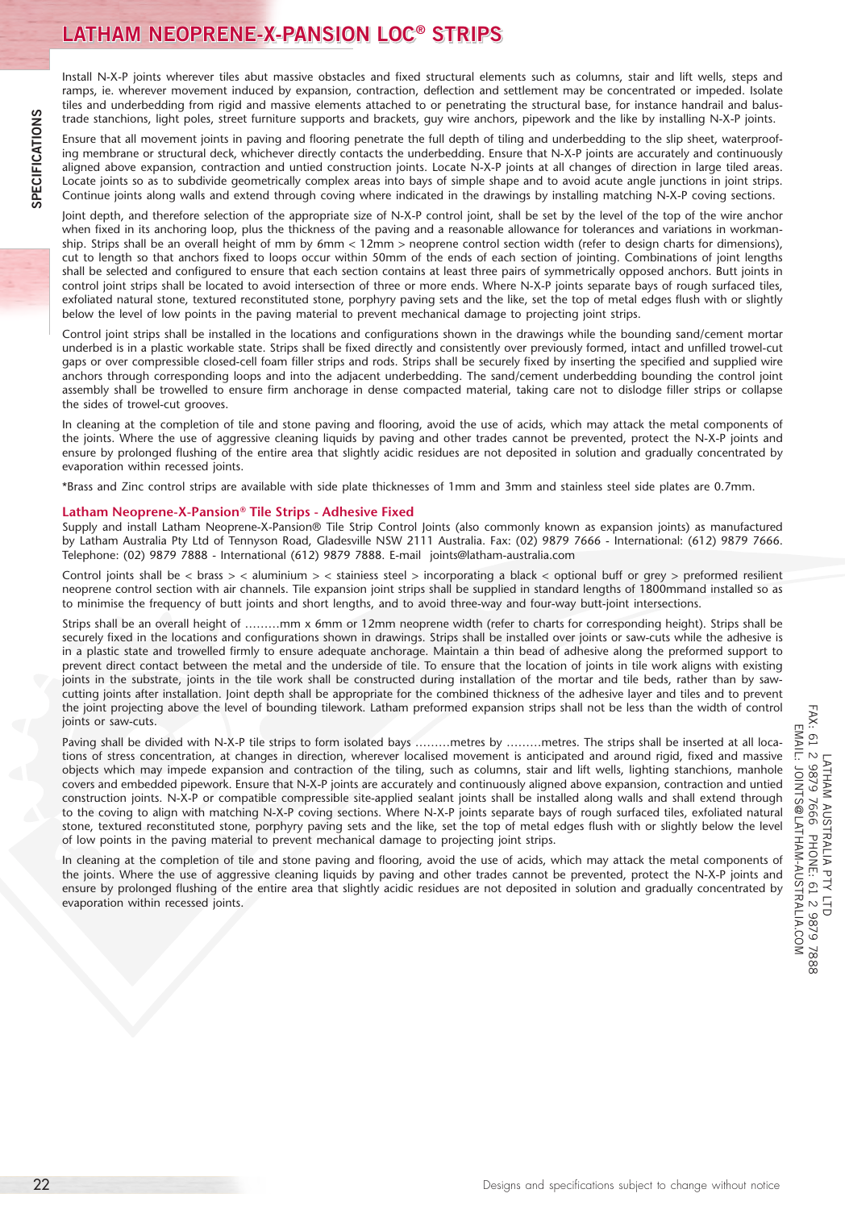# LATHAM NEOPRENE-X-PANSION LOC® STRIPS

Install N-X-P joints wherever tiles abut massive obstacles and fixed structural elements such as columns, stair and lift wells, steps and ramps, ie. wherever movement induced by expansion, contraction, deflection and settlement may be concentrated or impeded. Isolate tiles and underbedding from rigid and massive elements attached to or penetrating the structural base, for instance handrail and balustrade stanchions, light poles, street furniture supports and brackets, guy wire anchors, pipework and the like by installing N-X-P joints.

Ensure that all movement joints in paving and flooring penetrate the full depth of tiling and underbedding to the slip sheet, waterproofing membrane or structural deck, whichever directly contacts the underbedding. Ensure that N-X-P joints are accurately and continuously aligned above expansion, contraction and untied construction joints. Locate N-X-P joints at all changes of direction in large tiled areas. Locate joints so as to subdivide geometrically complex areas into bays of simple shape and to avoid acute angle junctions in joint strips. Continue joints along walls and extend through coving where indicated in the drawings by installing matching N-X-P coving sections.

Joint depth, and therefore selection of the appropriate size of N-X-P control joint, shall be set by the level of the top of the wire anchor when fixed in its anchoring loop, plus the thickness of the paving and a reasonable allowance for tolerances and variations in workmanship. Strips shall be an overall height of mm by 6mm < 12mm > neoprene control section width (refer to design charts for dimensions), cut to length so that anchors fixed to loops occur within 50mm of the ends of each section of jointing. Combinations of joint lengths shall be selected and configured to ensure that each section contains at least three pairs of symmetrically opposed anchors. Butt joints in control joint strips shall be located to avoid intersection of three or more ends. Where N-X-P joints separate bays of rough surfaced tiles, exfoliated natural stone, textured reconstituted stone, porphyry paving sets and the like, set the top of metal edges flush with or slightly below the level of low points in the paving material to prevent mechanical damage to projecting joint strips.

Control joint strips shall be installed in the locations and configurations shown in the drawings while the bounding sand/cement mortar underbed is in a plastic workable state. Strips shall be fixed directly and consistently over previously formed, intact and unfilled trowel-cut gaps or over compressible closed-cell foam filler strips and rods. Strips shall be securely fixed by inserting the specified and supplied wire anchors through corresponding loops and into the adjacent underbedding. The sand/cement underbedding bounding the control joint assembly shall be trowelled to ensure firm anchorage in dense compacted material, taking care not to dislodge filler strips or collapse the sides of trowel-cut grooves.

In cleaning at the completion of tile and stone paving and flooring, avoid the use of acids, which may attack the metal components of the joints. Where the use of aggressive cleaning liquids by paving and other trades cannot be prevented, protect the N-X-P joints and ensure by prolonged flushing of the entire area that slightly acidic residues are not deposited in solution and gradually concentrated by evaporation within recessed joints.

*Brass and Zinc control strips are available with side plate thicknesses of 1mm and 3mm and stainless steel side plates are 0.7mm.

### Latham Neoprene-X-Pansion® Tile Strips - Adhesive Fixed

Supply and install Latham Neoprene-X-Pansion® Tile Strip Control Joints (also commonly known as expansion joints) as manufactured by Latham Australia Pty Ltd of Tennyson Road, Gladesville NSW 2111 Australia. Fax: (02) 9879 7666 - International: (612) 9879 7666. Telephone: (02) 9879 7888 - International (612) 9879 7888. E-mail joints@latham-australia.com

Control joints shall be < brass > < aluminium > < stainiess steel > incorporating a black < optional buff or grey > preformed resilient neoprene control section with air channels. Tile expansion joint strips shall be supplied in standard lengths of 1800mmand installed so as to minimise the frequency of butt joints and short lengths, and to avoid three-way and four-way butt-joint intersections.

Strips shall be an overall height of .........mm x 6mm or 12mm neoprene width (refer to charts for corresponding height). Strips shall be securely fixed in the locations and configurations shown in drawings. Strips shall be installed over joints or saw-cuts while the adhesive is in a plastic state and trowelled firmly to ensure adequate anchorage. Maintain a thin bead of adhesive along the preformed support to prevent direct contact between the metal and the underside of tile. To ensure that the location of joints in tile work aligns with existing joints in the substrate, joints in the tile work shall be constructed during installation of the mortar and tile beds, rather than by saw-cutting joints after installation. Joint depth shall be appropriate for the combined thickness of the adhesive layer and tiles and to prevent the joint projecting above the level of bounding tilework. Latham preformed expansion strips shall not be less than the width of control joints or saw-cuts.

Paving shall be divided with N-X-P tile strips to form isolated bays .........metres by .........metres. The strips shall be inserted at all locations of stress concentration, at changes in direction, wherever localised movement is anticipated and around rigid, fixed and massive objects which may impede expansion and contraction of the tiling, such as columns, stair and lift wells, lighting stanchions, manhole covers and embedded pipework. Ensure that N-X-P joints are accurately and continuously aligned above expansion, contraction and untied construction joints. N-X-P or compatible compressible site-applied sealant joints shall be installed along walls and shall extend through to the coving to align with matching N-X-P coving sections. Where N-X-P joints separate bays of rough surfaced tiles, exfoliated natural stone, textured reconstituted stone, porphyry paving sets and the like, set the top of metal edges flush with or slightly below the level of low points in the paving material to prevent mechanical damage to projecting joint strips.

In cleaning at the completion of tile and stone paving and flooring, avoid the use of acids, which may attack the metal components of the joints. Where the use of aggressive cleaning liquids by paving and other trades cannot be prevented, protect the N-X-P joints and ensure by prolonged flushing of the entire area that slightly acidic residues are not deposited in solution and gradually concentrated by evaporation within recessed joints.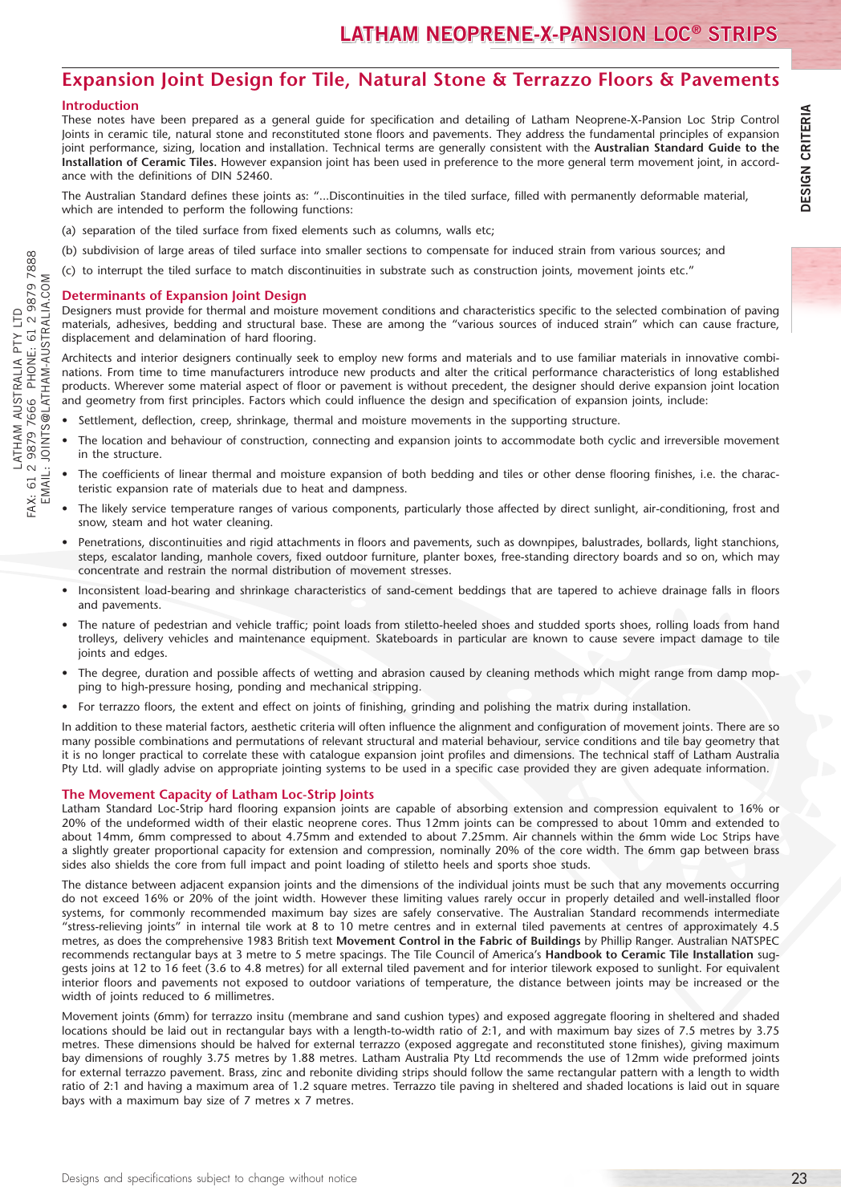# Expansion Joint Design for Tile, Natural Stone & Terrazzo Floors & Pavements

## Introduction

These notes have been prepared as a general guide for specification and detailing of Latham Neoprene-X-Pansion Loc Strip Control Joints in ceramic tile, natural stone and reconstituted stone floors and pavements. They address the fundamental principles of expansion joint performance, sizing, location and installation. Technical terms are generally consistent with the **Australian Standard Guide to the Installation of Ceramic Tiles.** However expansion joint has been used in preference to the more general term movement joint, in accordance with the definitions of DIN 52460.

The Australian Standard defines these joints as: "...Discontinuities in the tiled surface, filled with permanently deformable material, which are intended to perform the following functions:

(a) separation of the tiled surface from fixed elements such as columns, walls etc;

(b) subdivision of large areas of tiled surface into smaller sections to compensate for induced strain from various sources; and

(c) to interrupt the tiled surface to match discontinuities in substrate such as construction joints, movement joints etc."

## Determinants of Expansion Joint Design

Designers must provide for thermal and moisture movement conditions and characteristics specific to the selected combination of paving materials, adhesives, bedding and structural base. These are among the "various sources of induced strain" which can cause fracture, displacement and delamination of hard flooring.

Architects and interior designers continually seek to employ new forms and materials and to use familiar materials in innovative combinations. From time to time manufacturers introduce new products and alter the critical performance characteristics of long established products. Wherever some material aspect of floor or pavement is without precedent, the designer should derive expansion joint location and geometry from first principles. Factors which could influence the design and specification of expansion joints, include:

- Settlement, deflection, creep, shrinkage, thermal and moisture movements in the supporting structure.
- The location and behaviour of construction, connecting and expansion joints to accommodate both cyclic and irreversible movement in the structure.
- The coefficients of linear thermal and moisture expansion of both bedding and tiles or other dense flooring finishes, i.e. the characteristic expansion rate of materials due to heat and dampness.
- The likely service temperature ranges of various components, particularly those affected by direct sunlight, air-conditioning, frost and snow, steam and hot water cleaning.
- Penetrations, discontinuities and rigid attachments in floors and pavements, such as downpipes, balustrades, bollards, light stanchions, steps, escalator landing, manhole covers, fixed outdoor furniture, planter boxes, free-standing directory boards and so on, which may concentrate and restrain the normal distribution of movement stresses.
- Inconsistent load-bearing and shrinkage characteristics of sand-cement beddings that are tapered to achieve drainage falls in floors and pavements.
- The nature of pedestrian and vehicle traffic; point loads from stiletto-heeled shoes and studded sports shoes, rolling loads from hand trolleys, delivery vehicles and maintenance equipment. Skateboards in particular are known to cause severe impact damage to tile joints and edges.
- The degree, duration and possible affects of wetting and abrasion caused by cleaning methods which might range from damp mopping to high-pressure hosing, ponding and mechanical stripping.
- For terrazzo floors, the extent and effect on joints of finishing, grinding and polishing the matrix during installation.

In addition to these material factors, aesthetic criteria will often influence the alignment and configuration of movement joints. There are so many possible combinations and permutations of relevant structural and material behaviour, service conditions and tile bay geometry that it is no longer practical to correlate these with catalogue expansion joint profiles and dimensions. The technical staff of Latham Australia Pty Ltd. will gladly advise on appropriate jointing systems to be used in a specific case provided they are given adequate information.

## The Movement Capacity of Latham Loc-Strip Joints

Latham Standard Loc-Strip hard flooring expansion joints are capable of absorbing extension and compression equivalent to 16% or 20% of the undeformed width of their elastic neoprene cores. Thus 12mm joints can be compressed to about 10mm and extended to about 14mm, 6mm compressed to about 4.75mm and extended to about 7.25mm. Air channels within the 6mm wide Loc Strips have a slightly greater proportional capacity for extension and compression, nominally 20% of the core width. The 6mm gap between brass sides also shields the core from full impact and point loading of stiletto heels and sports shoe studs.

The distance between adjacent expansion joints and the dimensions of the individual joints must be such that any movements occurring do not exceed 16% or 20% of the joint width. However these limiting values rarely occur in properly detailed and well-installed floor systems, for commonly recommended maximum bay sizes are safely conservative. The Australian Standard recommends intermediate "stress-relieving joints" in internal tile work at 8 to 10 metre centres and in external tiled pavements at centres of approximately 4.5 metres, as does the comprehensive 1983 British text **Movement Control in the Fabric of Buildings** by Phillip Ranger. Australian NATSPEC recommends rectangular bays at 3 metre to 5 metre spacings. The Tile Council of America's **Handbook to Ceramic Tile Installation** suggests joins at 12 to 16 feet (3.6 to 4.8 metres) for all external tiled pavement and for interior tilework exposed to sunlight. For equivalent interior floors and pavements not exposed to outdoor variations of temperature, the distance between joints may be increased or the width of joints reduced to 6 millimetres.

Movement joints (6mm) for terrazzo insitu (membrane and sand cushion types) and exposed aggregate flooring in sheltered and shaded locations should be laid out in rectangular bays with a length-to-width ratio of 2:1, and with maximum bay sizes of 7.5 metres by 3.75 metres. These dimensions should be halved for external terrazzo (exposed aggregate and reconstituted stone finishes), giving maximum bay dimensions of roughly 3.75 metres by 1.88 metres. Latham Australia Pty Ltd recommends the use of 12mm wide preformed joints for external terrazzo pavement. Brass, zinc and rebonite dividing strips should follow the same rectangular pattern with a length to width ratio of 2:1 and having a maximum area of 1.2 square metres. Terrazzo tile paving in sheltered and shaded locations is laid out in square bays with a maximum bay size of 7 metres x 7 metres.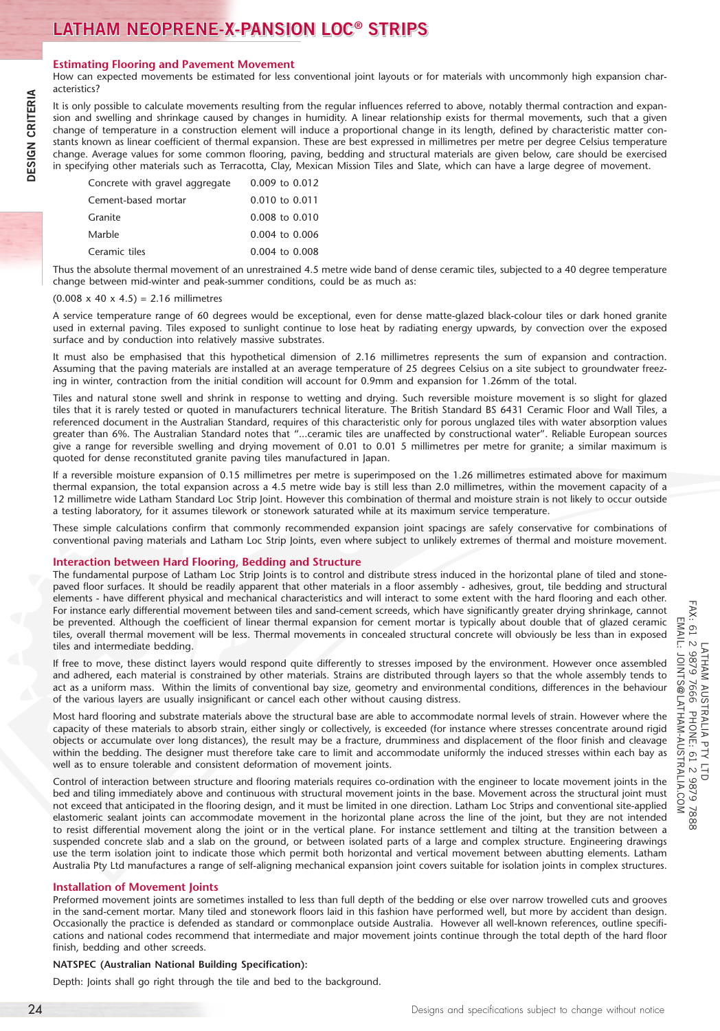# LATHAM NEOPRENE-X-PANSION LOC® STRIPS

## Estimating Flooring and Pavement Movement

How can expected movements be estimated for less conventional joint layouts or for materials with uncommonly high expansion characteristics?

It is only possible to calculate movements resulting from the regular influences referred to above, notably thermal contraction and expansion and swelling and shrinkage caused by changes in humidity. A linear relationship exists for thermal movements, such that a given change of temperature in a construction element will induce a proportional change in its length, defined by characteristic matter constants known as linear coefficient of thermal expansion. These are best expressed in millimetres per metre per degree Celsius temperature change. Average values for some common flooring, paving, bedding and structural materials are given below, care should be exercised in specifying other materials such as Terracotta, Clay, Mexican Mission Tiles and Slate, which can have a large degree of movement.

| Material | Coefficient |
|---|---|
| Concrete with gravel aggregate | 0.009 to 0.012 |
| Cement-based mortar | 0.010 to 0.011 |
| Granite | 0.008 to 0.010 |
| Marble | 0.004 to 0.006 |
| Ceramic tiles | 0.004 to 0.008 |

Thus the absolute thermal movement of an unrestrained 4.5 metre wide band of dense ceramic tiles, subjected to a 40 degree temperature change between mid-winter and peak-summer conditions, could be as much as:

$(0.008 \times 40 \times 4.5) = 2.16$ millimetres

A service temperature range of 60 degrees would be exceptional, even for dense matte-glazed black-colour tiles or dark honed granite used in external paving. Tiles exposed to sunlight continue to lose heat by radiating energy upwards, by convection over the exposed surface and by conduction into relatively massive substrates.

It must also be emphasised that this hypothetical dimension of 2.16 millimetres represents the sum of expansion and contraction. Assuming that the paving materials are installed at an average temperature of 25 degrees Celsius on a site subject to groundwater freezing in winter, contraction from the initial condition will account for 0.9mm and expansion for 1.26mm of the total.

Tiles and natural stone swell and shrink in response to wetting and drying. Such reversible moisture movement is so slight for glazed tiles that it is rarely tested or quoted in manufacturers technical literature. The British Standard BS 6431 Ceramic Floor and Wall Tiles, a referenced document in the Australian Standard, requires of this characteristic only for porous unglazed tiles with water absorption values greater than 6%. The Australian Standard notes that "...ceramic tiles are unaffected by constructional water". Reliable European sources give a range for reversible swelling and drying movement of 0.01 to 0.01 5 millimetres per metre for granite; a similar maximum is quoted for dense reconstituted granite paving tiles manufactured in Japan.

If a reversible moisture expansion of 0.15 millimetres per metre is superimposed on the 1.26 millimetres estimated above for maximum thermal expansion, the total expansion across a 4.5 metre wide bay is still less than 2.0 millimetres, within the movement capacity of a 12 millimetre wide Latham Standard Loc Strip Joint. However this combination of thermal and moisture strain is not likely to occur outside a testing laboratory, for it assumes tilework or stonework saturated while at its maximum service temperature.

These simple calculations confirm that commonly recommended expansion joint spacings are safely conservative for combinations of conventional paving materials and Latham Loc Strip Joints, even where subject to unlikely extremes of thermal and moisture movement.

## Interaction between Hard Flooring, Bedding and Structure

The fundamental purpose of Latham Loc Strip Joints is to control and distribute stress induced in the horizontal plane of tiled and stone-paved floor surfaces. It should be readily apparent that other materials in a floor assembly - adhesives, grout, tile bedding and structural elements - have different physical and mechanical characteristics and will interact to some extent with the hard flooring and each other. For instance early differential movement between tiles and sand-cement screeds, which have significantly greater drying shrinkage, cannot be prevented. Although the coefficient of linear thermal expansion for cement mortar is typically about double that of glazed ceramic tiles, overall thermal movement will be less. Thermal movements in concealed structural concrete will obviously be less than in exposed tiles and intermediate bedding.

If free to move, these distinct layers would respond quite differently to stresses imposed by the environment. However once assembled and adhered, each material is constrained by other materials. Strains are distributed through layers so that the whole assembly tends to act as a uniform mass. Within the limits of conventional bay size, geometry and environmental conditions, differences in the behaviour of the various layers are usually insignificant or cancel each other without causing distress.

Most hard flooring and substrate materials above the structural base are able to accommodate normal levels of strain. However where the capacity of these materials to absorb strain, either singly or collectively, is exceeded (for instance where stresses concentrate around rigid objects or accumulate over long distances), the result may be a fracture, drumminess and displacement of the floor finish and cleavage within the bedding. The designer must therefore take care to limit and accommodate uniformly the induced stresses within each bay as well as to ensure tolerable and consistent deformation of movement joints.

Control of interaction between structure and flooring materials requires co-ordination with the engineer to locate movement joints in the bed and tiling immediately above and continuous with structural movement joints in the base. Movement across the structural joint must not exceed that anticipated in the flooring design, and it must be limited in one direction. Latham Loc Strips and conventional site-applied elastomeric sealant joints can accommodate movement in the horizontal plane across the line of the joint, but they are not intended to resist differential movement along the joint or in the vertical plane. For instance settlement and tilting at the transition between a suspended concrete slab and a slab on the ground, or between isolated parts of a large and complex structure. Engineering drawings use the term isolation joint to indicate those which permit both horizontal and vertical movement between abutting elements. Latham Australia Pty Ltd manufactures a range of self-aligning mechanical expansion joint covers suitable for isolation joints in complex structures.

## Installation of Movement Joints

Preformed movement joints are sometimes installed to less than full depth of the bedding or else over narrow trowelled cuts and grooves in the sand-cement mortar. Many tiled and stonework floors laid in this fashion have performed well, but more by accident than design. Occasionally the practice is defended as standard or commonplace outside Australia. However all well-known references, outline specifications and national codes recommend that intermediate and major movement joints continue through the total depth of the hard floor finish, bedding and other screeds.

**NATSPEC (Australian National Building Specification):**

Depth: Joints shall go right through the tile and bed to the background.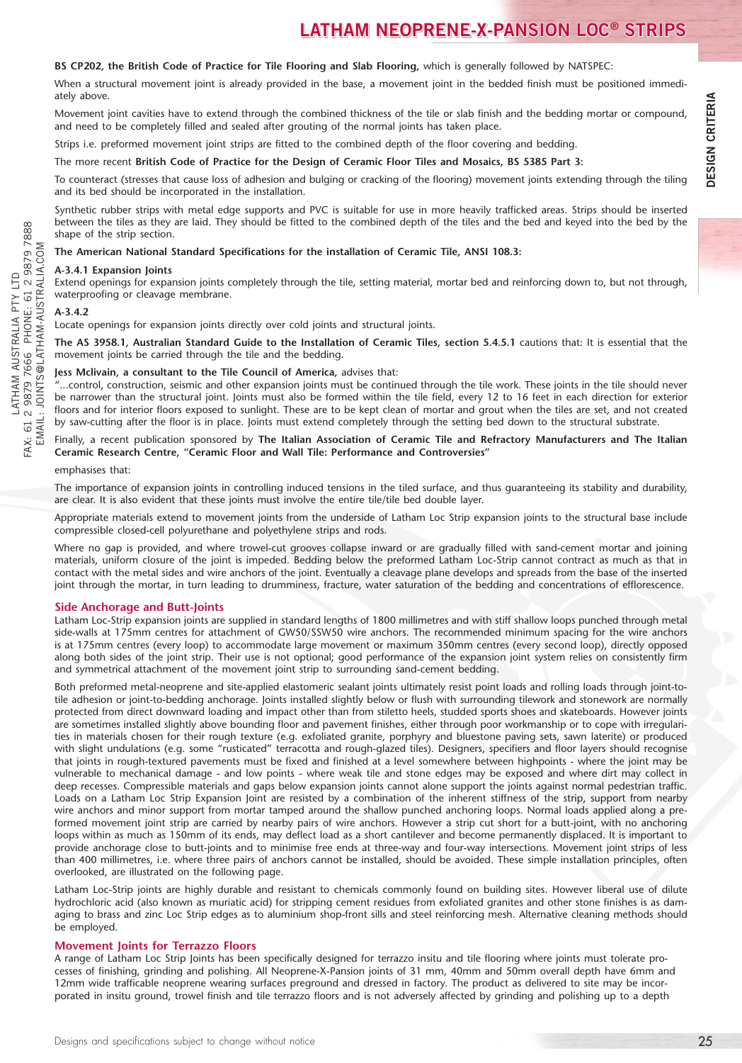# LATHAM NEOPRENE-X-PANSION LOC® STRIPS

**BS CP202, the British Code of Practice for Tile Flooring and Slab Flooring,** which is generally followed by NATSPEC:

When a structural movement joint is already provided in the base, a movement joint in the bedded finish must be positioned immediately above.

Movement joint cavities have to extend through the combined thickness of the tile or slab finish and the bedding mortar or compound, and need to be completely filled and sealed after grouting of the normal joints has taken place.

Strips i.e. preformed movement joint strips are fitted to the combined depth of the floor covering and bedding.

The more recent **British Code of Practice for the Design of Ceramic Floor Tiles and Mosaics, BS 5385 Part 3:**

To counteract (stresses that cause loss of adhesion and bulging or cracking of the flooring) movement joints extending through the tiling and its bed should be incorporated in the installation.

Synthetic rubber strips with metal edge supports and PVC is suitable for use in more heavily trafficked areas. Strips should be inserted between the tiles as they are laid. They should be fitted to the combined depth of the tiles and the bed and keyed into the bed by the shape of the strip section.

**The American National Standard Specifications for the installation of Ceramic Tile, ANSI 108.3:**

**A-3.4.1 Expansion Joints**
Extend openings for expansion joints completely through the tile, setting material, mortar bed and reinforcing down to, but not through, waterproofing or cleavage membrane.

**A-3.4.2**
Locate openings for expansion joints directly over cold joints and structural joints.

**The AS 3958.1, Australian Standard Guide to the Installation of Ceramic Tiles, section 5.4.5.1** cautions that: It is essential that the movement joints be carried through the tile and the bedding.

**Jess Mclivain, a consultant to the Tile Council of America,** advises that:
"...control, construction, seismic and other expansion joints must be continued through the tile work. These joints in the tile should never be narrower than the structural joint. Joints must also be formed within the tile field, every 12 to 16 feet in each direction for exterior floors and for interior floors exposed to sunlight. These are to be kept clean of mortar and grout when the tiles are set, and not created by saw-cutting after the floor is in place. Joints must extend completely through the setting bed down to the structural substrate.

Finally, a recent publication sponsored by **The Italian Association of Ceramic Tile and Refractory Manufacturers and The Italian Ceramic Research Centre, "Ceramic Floor and Wall Tile: Performance and Controversies"**

emphasises that:

The importance of expansion joints in controlling induced tensions in the tiled surface, and thus guaranteeing its stability and durability, are clear. It is also evident that these joints must involve the entire tile/tile bed double layer.

Appropriate materials extend to movement joints from the underside of Latham Loc Strip expansion joints to the structural base include compressible closed-cell polyurethane and polyethylene strips and rods.

Where no gap is provided, and where trowel-cut grooves collapse inward or are gradually filled with sand-cement mortar and joining materials, uniform closure of the joint is impeded. Bedding below the preformed Latham Loc-Strip cannot contract as much as that in contact with the metal sides and wire anchors of the joint. Eventually a cleavage plane develops and spreads from the base of the inserted joint through the mortar, in turn leading to drumminess, fracture, water saturation of the bedding and concentrations of efflorescence.

## Side Anchorage and Butt-Joints

Latham Loc-Strip expansion joints are supplied in standard lengths of 1800 millimetres and with stiff shallow loops punched through metal side-walls at 175mm centres for attachment of GW50/SSW50 wire anchors. The recommended minimum spacing for the wire anchors is at 175mm centres (every loop) to accommodate large movement or maximum 350mm centres (every second loop), directly opposed along both sides of the joint strip. Their use is not optional; good performance of the expansion joint system relies on consistently firm and symmetrical attachment of the movement joint strip to surrounding sand-cement bedding.

Both preformed metal-neoprene and site-applied elastomeric sealant joints ultimately resist point loads and rolling loads through joint-to-tile adhesion or joint-to-bedding anchorage. Joints installed slightly below or flush with surrounding tilework and stonework are normally protected from direct downward loading and impact other than from stiletto heels, studded sports shoes and skateboards. However joints are sometimes installed slightly above bounding floor and pavement finishes, either through poor workmanship or to cope with irregularities in materials chosen for their rough texture (e.g. exfoliated granite, porphyry and bluestone paving sets, sawn laterite) or produced with slight undulations (e.g. some "rusticated" terracotta and rough-glazed tiles). Designers, specifiers and floor layers should recognise that joints in rough-textured pavements must be fixed and finished at a level somewhere between highpoints - where the joint may be vulnerable to mechanical damage - and low points - where weak tile and stone edges may be exposed and where dirt may collect in deep recesses. Compressible materials and gaps below expansion joints cannot alone support the joints against normal pedestrian traffic. Loads on a Latham Loc Strip Expansion Joint are resisted by a combination of the inherent stiffness of the strip, support from nearby wire anchors and minor support from mortar tamped around the shallow punched anchoring loops. Normal loads applied along a preformed movement joint strip are carried by nearby pairs of wire anchors. However a strip cut short for a butt-joint, with no anchoring loops within as much as 150mm of its ends, may deflect load as a short cantilever and become permanently displaced. It is important to provide anchorage close to butt-joints and to minimise free ends at three-way and four-way intersections. Movement joint strips of less than 400 millimetres, i.e. where three pairs of anchors cannot be installed, should be avoided. These simple installation principles, often overlooked, are illustrated on the following page.

Latham Loc-Strip joints are highly durable and resistant to chemicals commonly found on building sites. However liberal use of dilute hydrochloric acid (also known as muriatic acid) for stripping cement residues from exfoliated granites and other stone finishes is as damaging to brass and zinc Loc Strip edges as to aluminium shop-front sills and steel reinforcing mesh. Alternative cleaning methods should be employed.

## Movement Joints for Terrazzo Floors

A range of Latham Loc Strip Joints has been specifically designed for terrazzo insitu and tile flooring where joints must tolerate processes of finishing, grinding and polishing. All Neoprene-X-Pansion joints of 31 mm, 40mm and 50mm overall depth have 6mm and 12mm wide trafficable neoprene wearing surfaces preground and dressed in factory. The product as delivered to site may be incorporated in insitu ground, trowel finish and tile terrazzo floors and is not adversely affected by grinding and polishing up to a depth